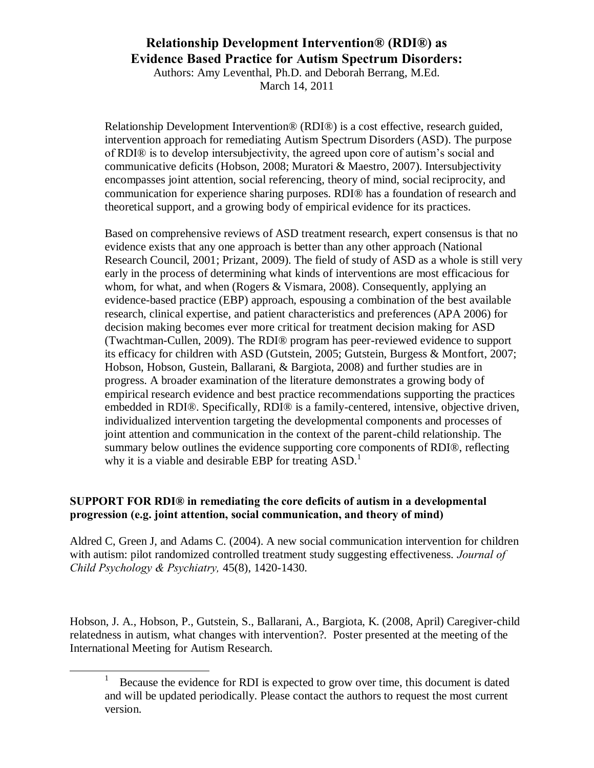# Relationship Development Intervention® (RDI®) as Evidence Based Practice for Autism Spectrum Disorders:

Authors: Amy Leventhal, Ph.D. and Deborah Berrang, M.Ed.
March 14, 2011

Relationship Development Intervention® (RDI®) is a cost effective, research guided, intervention approach for remediating Autism Spectrum Disorders (ASD). The purpose of RDI® is to develop intersubjectivity, the agreed upon core of autism's social and communicative deficits (Hobson, 2008; Muratori & Maestro, 2007). Intersubjectivity encompasses joint attention, social referencing, theory of mind, social reciprocity, and communication for experience sharing purposes. RDI® has a foundation of research and theoretical support, and a growing body of empirical evidence for its practices.

Based on comprehensive reviews of ASD treatment research, expert consensus is that no evidence exists that any one approach is better than any other approach (National Research Council, 2001; Prizant, 2009). The field of study of ASD as a whole is still very early in the process of determining what kinds of interventions are most efficacious for whom, for what, and when (Rogers & Vismara, 2008). Consequently, applying an evidence-based practice (EBP) approach, espousing a combination of the best available research, clinical expertise, and patient characteristics and preferences (APA 2006) for decision making becomes ever more critical for treatment decision making for ASD (Twachtman-Cullen, 2009). The RDI® program has peer-reviewed evidence to support its efficacy for children with ASD (Gutstein, 2005; Gutstein, Burgess & Montfort, 2007; Hobson, Hobson, Gustein, Ballarani, & Bargiota, 2008) and further studies are in progress. A broader examination of the literature demonstrates a growing body of empirical research evidence and best practice recommendations supporting the practices embedded in RDI®. Specifically, RDI® is a family-centered, intensive, objective driven, individualized intervention targeting the developmental components and processes of joint attention and communication in the context of the parent-child relationship. The summary below outlines the evidence supporting core components of RDI®, reflecting why it is a viable and desirable EBP for treating ASD.[1]

**SUPPORT FOR RDI® in remediating the core deficits of autism in a developmental progression (e.g. joint attention, social communication, and theory of mind)**

Aldred C, Green J, and Adams C. (2004). A new social communication intervention for children with autism: pilot randomized controlled treatment study suggesting effectiveness. *Journal of Child Psychology & Psychiatry,* 45(8), 1420-1430.

Hobson, J. A., Hobson, P., Gutstein, S., Ballarani, A., Bargiota, K. (2008, April) Caregiver-child relatedness in autism, what changes with intervention?. Poster presented at the meeting of the International Meeting for Autism Research.

[1] Because the evidence for RDI is expected to grow over time, this document is dated and will be updated periodically. Please contact the authors to request the most current version.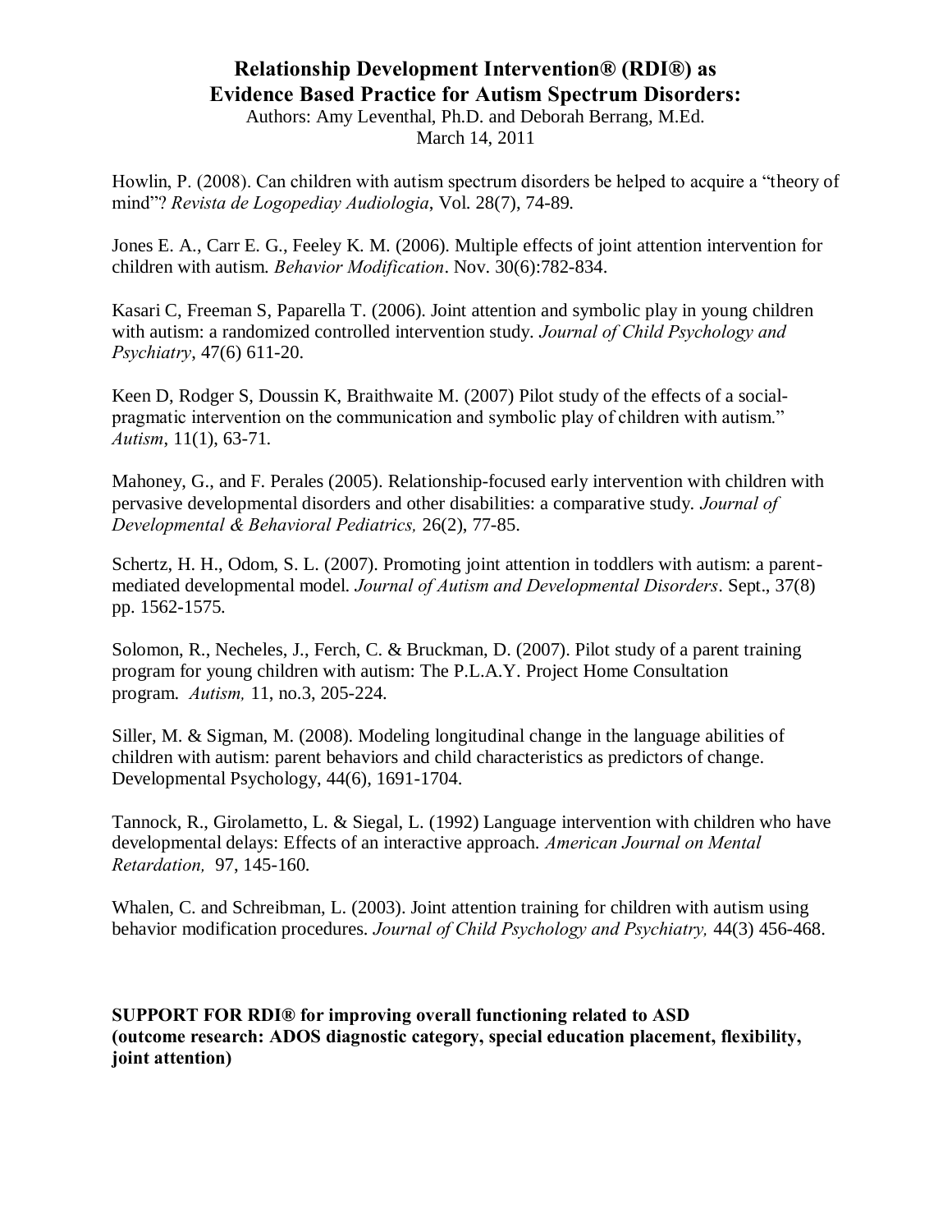# Relationship Development Intervention® (RDI®) as Evidence Based Practice for Autism Spectrum Disorders:

Authors: Amy Leventhal, Ph.D. and Deborah Berrang, M.Ed.
March 14, 2011

Howlin, P. (2008). Can children with autism spectrum disorders be helped to acquire a "theory of mind"? *Revista de Logopediay Audiologia*, Vol. 28(7), 74-89.

Jones E. A., Carr E. G., Feeley K. M. (2006). Multiple effects of joint attention intervention for children with autism. *Behavior Modification*. Nov. 30(6):782-834.

Kasari C, Freeman S, Paparella T. (2006). Joint attention and symbolic play in young children with autism: a randomized controlled intervention study. *Journal of Child Psychology and Psychiatry*, 47(6) 611-20.

Keen D, Rodger S, Doussin K, Braithwaite M. (2007) Pilot study of the effects of a social-pragmatic intervention on the communication and symbolic play of children with autism." *Autism*, 11(1), 63-71.

Mahoney, G., and F. Perales (2005). Relationship-focused early intervention with children with pervasive developmental disorders and other disabilities: a comparative study. *Journal of Developmental & Behavioral Pediatrics,* 26(2), 77-85.

Schertz, H. H., Odom, S. L. (2007). Promoting joint attention in toddlers with autism: a parent-mediated developmental model. *Journal of Autism and Developmental Disorders*. Sept., 37(8) pp. 1562-1575.

Solomon, R., Necheles, J., Ferch, C. & Bruckman, D. (2007). Pilot study of a parent training program for young children with autism: The P.L.A.Y. Project Home Consultation program. *Autism,* 11, no.3, 205-224.

Siller, M. & Sigman, M. (2008). Modeling longitudinal change in the language abilities of children with autism: parent behaviors and child characteristics as predictors of change. Developmental Psychology, 44(6), 1691-1704.

Tannock, R., Girolametto, L. & Siegal, L. (1992) Language intervention with children who have developmental delays: Effects of an interactive approach. *American Journal on Mental Retardation,* 97, 145-160.

Whalen, C. and Schreibman, L. (2003). Joint attention training for children with autism using behavior modification procedures. *Journal of Child Psychology and Psychiatry,* 44(3) 456-468.

**SUPPORT FOR RDI® for improving overall functioning related to ASD (outcome research: ADOS diagnostic category, special education placement, flexibility, joint attention)**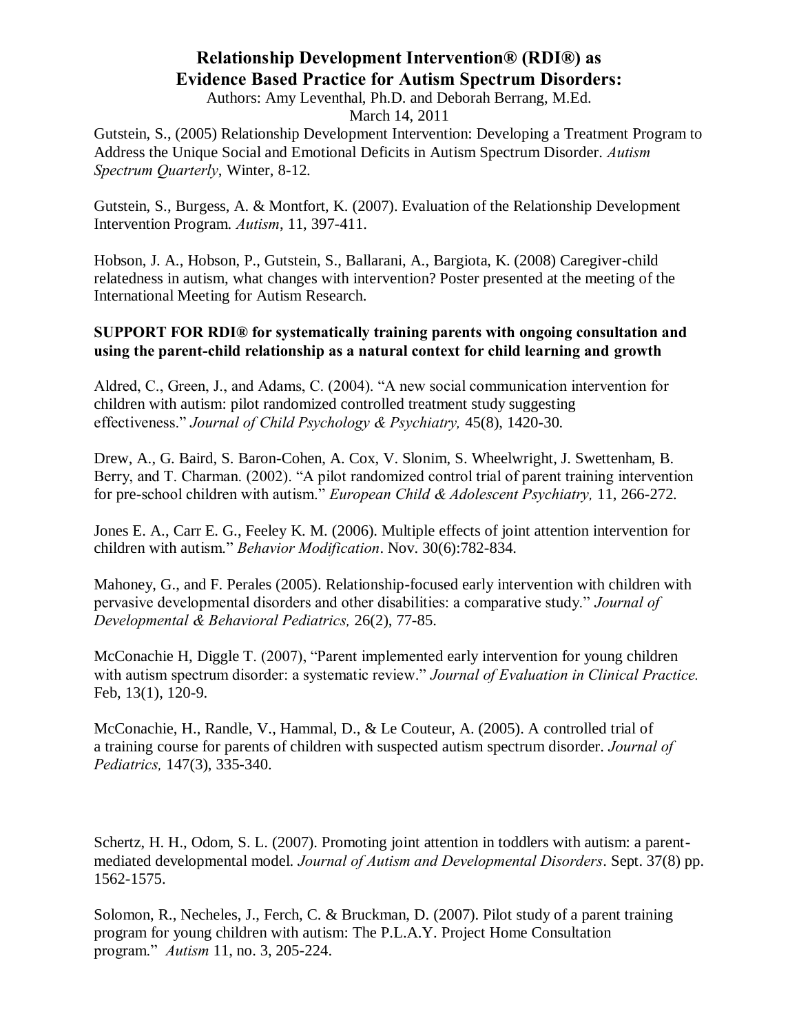Gutstein, S., (2005) Relationship Development Intervention: Developing a Treatment Program to Address the Unique Social and Emotional Deficits in Autism Spectrum Disorder. *Autism Spectrum Quarterly*, Winter, 8-12.

Gutstein, S., Burgess, A. & Montfort, K. (2007). Evaluation of the Relationship Development Intervention Program. *Autism*, 11, 397-411.

Hobson, J. A., Hobson, P., Gutstein, S., Ballarani, A., Bargiota, K. (2008) Caregiver-child relatedness in autism, what changes with intervention? Poster presented at the meeting of the International Meeting for Autism Research.

**SUPPORT FOR RDI® for systematically training parents with ongoing consultation and using the parent-child relationship as a natural context for child learning and growth**

Aldred, C., Green, J., and Adams, C. (2004). "A new social communication intervention for children with autism: pilot randomized controlled treatment study suggesting effectiveness." *Journal of Child Psychology & Psychiatry,* 45(8), 1420-30.

Drew, A., G. Baird, S. Baron-Cohen, A. Cox, V. Slonim, S. Wheelwright, J. Swettenham, B. Berry, and T. Charman. (2002). "A pilot randomized control trial of parent training intervention for pre-school children with autism." *European Child & Adolescent Psychiatry,* 11, 266-272.

Jones E. A., Carr E. G., Feeley K. M. (2006). Multiple effects of joint attention intervention for children with autism." *Behavior Modification*. Nov. 30(6):782-834.

Mahoney, G., and F. Perales (2005). Relationship-focused early intervention with children with pervasive developmental disorders and other disabilities: a comparative study." *Journal of Developmental & Behavioral Pediatrics,* 26(2), 77-85.

McConachie H, Diggle T. (2007), "Parent implemented early intervention for young children with autism spectrum disorder: a systematic review." *Journal of Evaluation in Clinical Practice.* Feb, 13(1), 120-9.

McConachie, H., Randle, V., Hammal, D., & Le Couteur, A. (2005). A controlled trial of a training course for parents of children with suspected autism spectrum disorder. *Journal of Pediatrics,* 147(3), 335-340.

Schertz, H. H., Odom, S. L. (2007). Promoting joint attention in toddlers with autism: a parent-mediated developmental model. *Journal of Autism and Developmental Disorders*. Sept. 37(8) pp. 1562-1575.

Solomon, R., Necheles, J., Ferch, C. & Bruckman, D. (2007). Pilot study of a parent training program for young children with autism: The P.L.A.Y. Project Home Consultation program." *Autism* 11, no. 3, 205-224.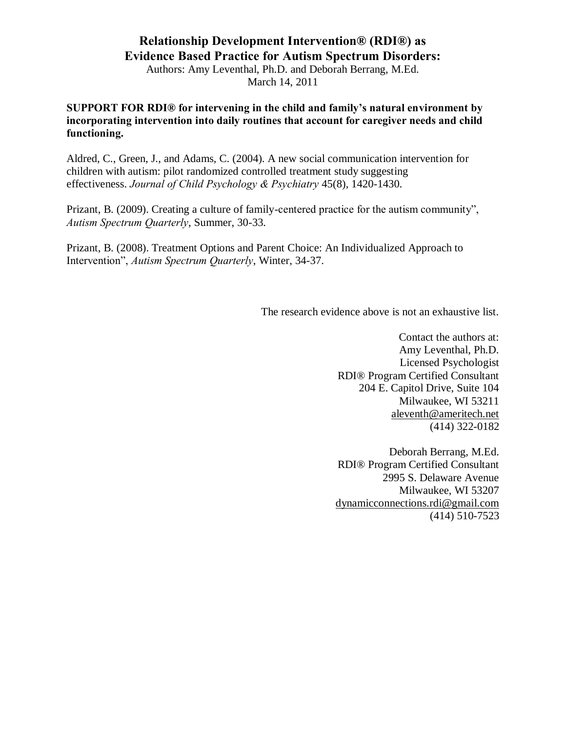# Relationship Development Intervention® (RDI®) as Evidence Based Practice for Autism Spectrum Disorders:

Authors: Amy Leventhal, Ph.D. and Deborah Berrang, M.Ed.

March 14, 2011

**SUPPORT FOR RDI® for intervening in the child and family's natural environment by incorporating intervention into daily routines that account for caregiver needs and child functioning.**

Aldred, C., Green, J., and Adams, C. (2004). A new social communication intervention for children with autism: pilot randomized controlled treatment study suggesting effectiveness. *Journal of Child Psychology & Psychiatry* 45(8), 1420-1430.

Prizant, B. (2009). Creating a culture of family-centered practice for the autism community", *Autism Spectrum Quarterly*, Summer, 30-33.

Prizant, B. (2008). Treatment Options and Parent Choice: An Individualized Approach to Intervention", *Autism Spectrum Quarterly*, Winter, 34-37.

The research evidence above is not an exhaustive list.

Contact the authors at:
Amy Leventhal, Ph.D.
Licensed Psychologist
RDI® Program Certified Consultant
204 E. Capitol Drive, Suite 104
Milwaukee, WI 53211
aleventh@ameritech.net
(414) 322-0182

Deborah Berrang, M.Ed.
RDI® Program Certified Consultant
2995 S. Delaware Avenue
Milwaukee, WI 53207
dynamicconnections.rdi@gmail.com
(414) 510-7523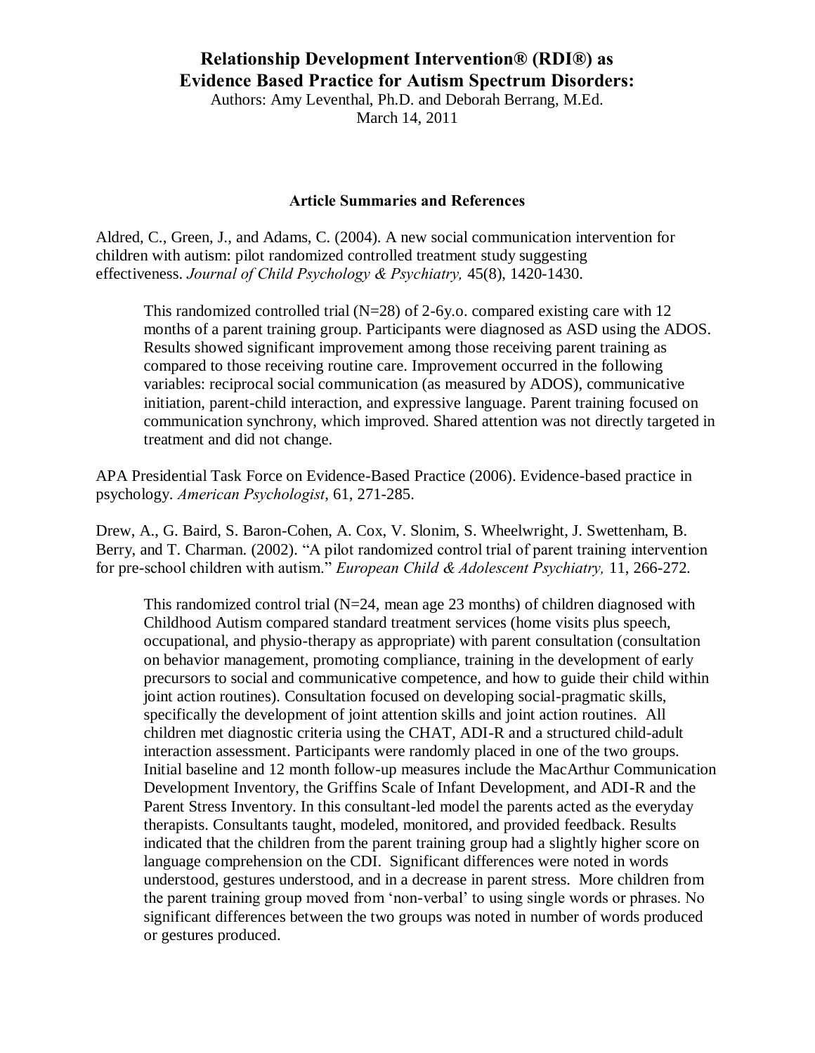# Relationship Development Intervention® (RDI®) as Evidence Based Practice for Autism Spectrum Disorders:

Authors: Amy Leventhal, Ph.D. and Deborah Berrang, M.Ed.
March 14, 2011

## Article Summaries and References

Aldred, C., Green, J., and Adams, C. (2004). A new social communication intervention for children with autism: pilot randomized controlled treatment study suggesting effectiveness. *Journal of Child Psychology & Psychiatry,* 45(8), 1420-1430.

> This randomized controlled trial (N=28) of 2-6y.o. compared existing care with 12 months of a parent training group. Participants were diagnosed as ASD using the ADOS. Results showed significant improvement among those receiving parent training as compared to those receiving routine care. Improvement occurred in the following variables: reciprocal social communication (as measured by ADOS), communicative initiation, parent-child interaction, and expressive language. Parent training focused on communication synchrony, which improved. Shared attention was not directly targeted in treatment and did not change.

APA Presidential Task Force on Evidence-Based Practice (2006). Evidence-based practice in psychology. *American Psychologist*, 61, 271-285.

Drew, A., G. Baird, S. Baron-Cohen, A. Cox, V. Slonim, S. Wheelwright, J. Swettenham, B. Berry, and T. Charman. (2002). "A pilot randomized control trial of parent training intervention for pre-school children with autism." *European Child & Adolescent Psychiatry,* 11, 266-272.

> This randomized control trial (N=24, mean age 23 months) of children diagnosed with Childhood Autism compared standard treatment services (home visits plus speech, occupational, and physio-therapy as appropriate) with parent consultation (consultation on behavior management, promoting compliance, training in the development of early precursors to social and communicative competence, and how to guide their child within joint action routines). Consultation focused on developing social-pragmatic skills, specifically the development of joint attention skills and joint action routines. All children met diagnostic criteria using the CHAT, ADI-R and a structured child-adult interaction assessment. Participants were randomly placed in one of the two groups. Initial baseline and 12 month follow-up measures include the MacArthur Communication Development Inventory, the Griffins Scale of Infant Development, and ADI-R and the Parent Stress Inventory. In this consultant-led model the parents acted as the everyday therapists. Consultants taught, modeled, monitored, and provided feedback. Results indicated that the children from the parent training group had a slightly higher score on language comprehension on the CDI. Significant differences were noted in words understood, gestures understood, and in a decrease in parent stress. More children from the parent training group moved from 'non-verbal' to using single words or phrases. No significant differences between the two groups was noted in number of words produced or gestures produced.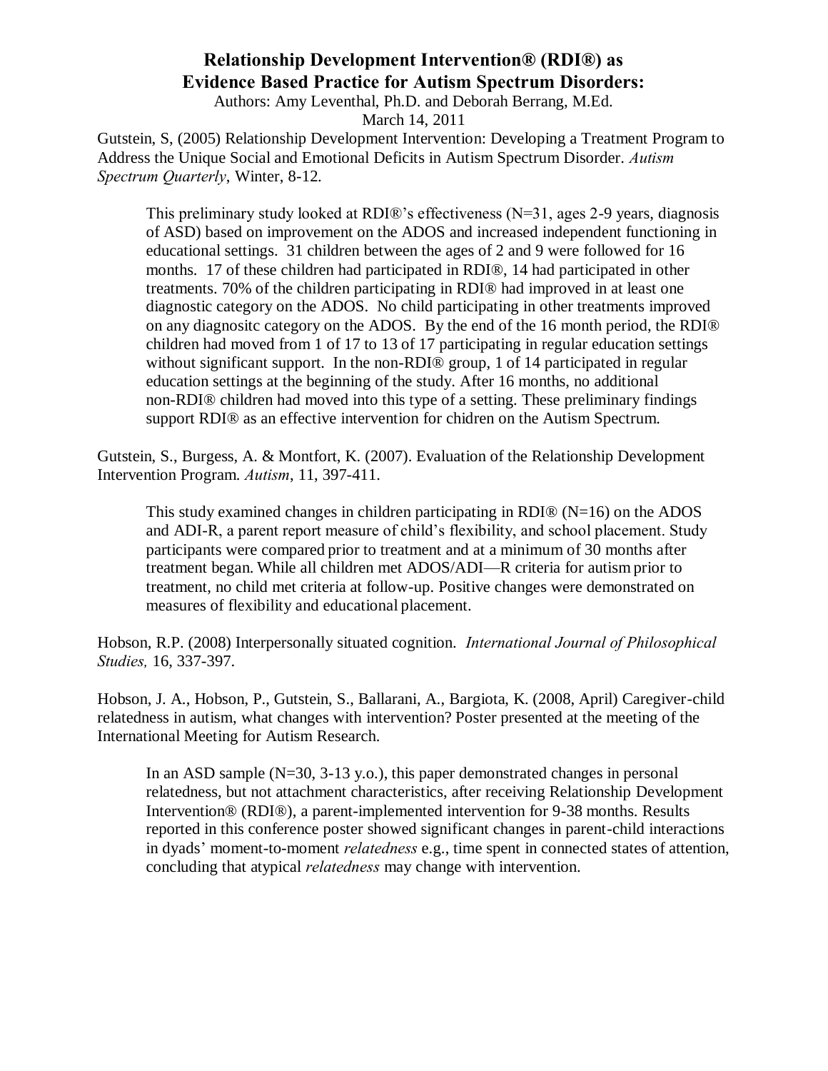**Relationship Development Intervention® (RDI®) as Evidence Based Practice for Autism Spectrum Disorders:**

Authors: Amy Leventhal, Ph.D. and Deborah Berrang, M.Ed.

March 14, 2011

Gutstein, S, (2005) Relationship Development Intervention: Developing a Treatment Program to Address the Unique Social and Emotional Deficits in Autism Spectrum Disorder. *Autism Spectrum Quarterly*, Winter, 8-12.

> This preliminary study looked at RDI®'s effectiveness (N=31, ages 2-9 years, diagnosis of ASD) based on improvement on the ADOS and increased independent functioning in educational settings. 31 children between the ages of 2 and 9 were followed for 16 months. 17 of these children had participated in RDI®, 14 had participated in other treatments. 70% of the children participating in RDI® had improved in at least one diagnostic category on the ADOS. No child participating in other treatments improved on any diagnositc category on the ADOS. By the end of the 16 month period, the RDI® children had moved from 1 of 17 to 13 of 17 participating in regular education settings without significant support. In the non-RDI® group, 1 of 14 participated in regular education settings at the beginning of the study. After 16 months, no additional non-RDI® children had moved into this type of a setting. These preliminary findings support RDI® as an effective intervention for chidren on the Autism Spectrum.

Gutstein, S., Burgess, A. & Montfort, K. (2007). Evaluation of the Relationship Development Intervention Program. *Autism*, 11, 397-411.

> This study examined changes in children participating in RDI® (N=16) on the ADOS and ADI-R, a parent report measure of child's flexibility, and school placement. Study participants were compared prior to treatment and at a minimum of 30 months after treatment began. While all children met ADOS/ADI—R criteria for autism prior to treatment, no child met criteria at follow-up. Positive changes were demonstrated on measures of flexibility and educational placement.

Hobson, R.P. (2008) Interpersonally situated cognition. *International Journal of Philosophical Studies,* 16, 337-397.

Hobson, J. A., Hobson, P., Gutstein, S., Ballarani, A., Bargiota, K. (2008, April) Caregiver-child relatedness in autism, what changes with intervention? Poster presented at the meeting of the International Meeting for Autism Research.

> In an ASD sample (N=30, 3-13 y.o.), this paper demonstrated changes in personal relatedness, but not attachment characteristics, after receiving Relationship Development Intervention® (RDI®), a parent-implemented intervention for 9-38 months. Results reported in this conference poster showed significant changes in parent-child interactions in dyads' moment-to-moment *relatedness* e.g., time spent in connected states of attention, concluding that atypical *relatedness* may change with intervention.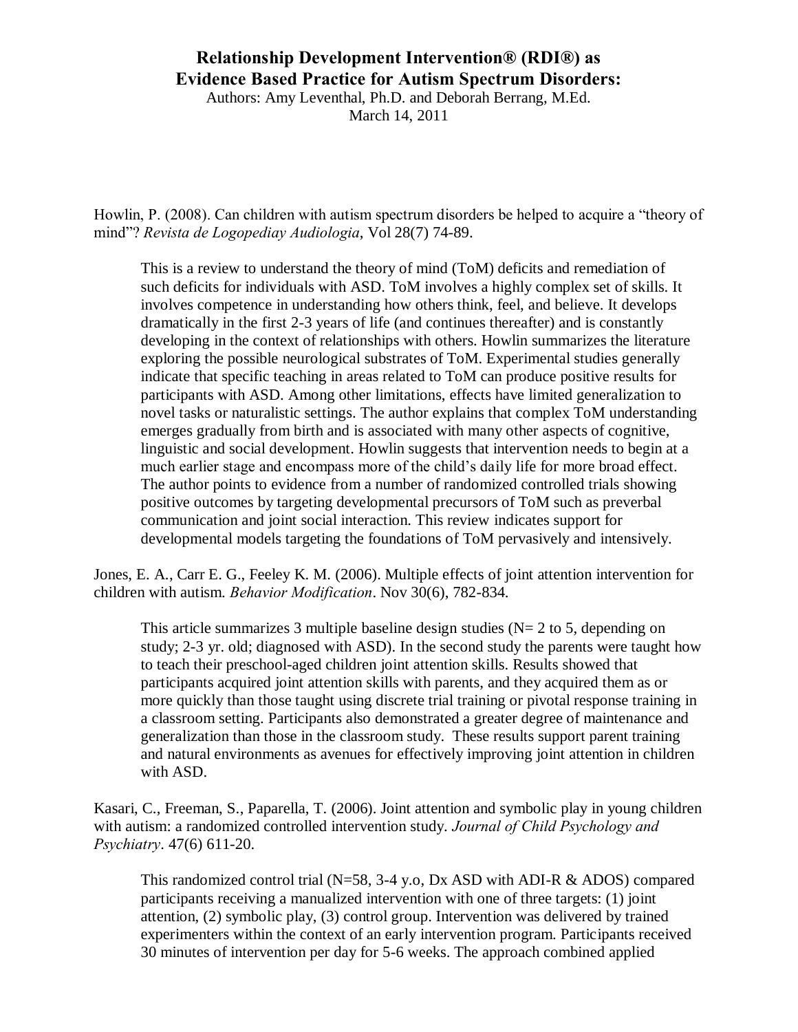**Relationship Development Intervention® (RDI®) as Evidence Based Practice for Autism Spectrum Disorders:**

Authors: Amy Leventhal, Ph.D. and Deborah Berrang, M.Ed.
March 14, 2011

Howlin, P. (2008). Can children with autism spectrum disorders be helped to acquire a "theory of mind"? *Revista de Logopediay Audiologia*, Vol 28(7) 74-89.

> This is a review to understand the theory of mind (ToM) deficits and remediation of such deficits for individuals with ASD. ToM involves a highly complex set of skills. It involves competence in understanding how others think, feel, and believe. It develops dramatically in the first 2-3 years of life (and continues thereafter) and is constantly developing in the context of relationships with others. Howlin summarizes the literature exploring the possible neurological substrates of ToM. Experimental studies generally indicate that specific teaching in areas related to ToM can produce positive results for participants with ASD. Among other limitations, effects have limited generalization to novel tasks or naturalistic settings. The author explains that complex ToM understanding emerges gradually from birth and is associated with many other aspects of cognitive, linguistic and social development. Howlin suggests that intervention needs to begin at a much earlier stage and encompass more of the child's daily life for more broad effect. The author points to evidence from a number of randomized controlled trials showing positive outcomes by targeting developmental precursors of ToM such as preverbal communication and joint social interaction. This review indicates support for developmental models targeting the foundations of ToM pervasively and intensively.

Jones, E. A., Carr E. G., Feeley K. M. (2006). Multiple effects of joint attention intervention for children with autism. *Behavior Modification*. Nov 30(6), 782-834.

> This article summarizes 3 multiple baseline design studies (N= 2 to 5, depending on study; 2-3 yr. old; diagnosed with ASD). In the second study the parents were taught how to teach their preschool-aged children joint attention skills. Results showed that participants acquired joint attention skills with parents, and they acquired them as or more quickly than those taught using discrete trial training or pivotal response training in a classroom setting. Participants also demonstrated a greater degree of maintenance and generalization than those in the classroom study. These results support parent training and natural environments as avenues for effectively improving joint attention in children with ASD.

Kasari, C., Freeman, S., Paparella, T. (2006). Joint attention and symbolic play in young children with autism: a randomized controlled intervention study. *Journal of Child Psychology and Psychiatry*. 47(6) 611-20.

> This randomized control trial (N=58, 3-4 y.o, Dx ASD with ADI-R & ADOS) compared participants receiving a manualized intervention with one of three targets: (1) joint attention, (2) symbolic play, (3) control group. Intervention was delivered by trained experimenters within the context of an early intervention program. Participants received 30 minutes of intervention per day for 5-6 weeks. The approach combined applied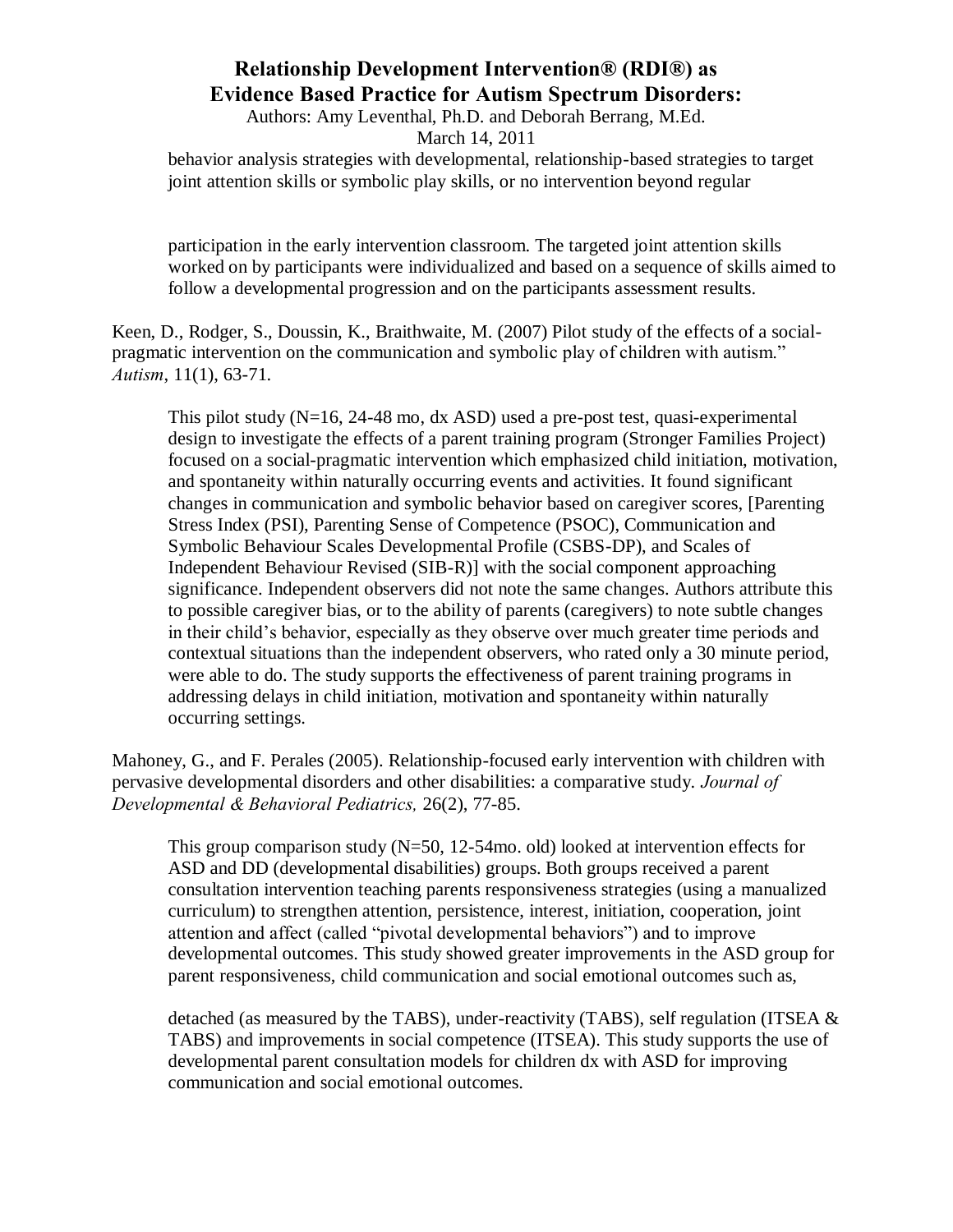behavior analysis strategies with developmental, relationship-based strategies to target joint attention skills or symbolic play skills, or no intervention beyond regular participation in the early intervention classroom. The targeted joint attention skills worked on by participants were individualized and based on a sequence of skills aimed to follow a developmental progression and on the participants assessment results.

Keen, D., Rodger, S., Doussin, K., Braithwaite, M. (2007) Pilot study of the effects of a social-pragmatic intervention on the communication and symbolic play of children with autism." *Autism*, 11(1), 63-71.

This pilot study (N=16, 24-48 mo, dx ASD) used a pre-post test, quasi-experimental design to investigate the effects of a parent training program (Stronger Families Project) focused on a social-pragmatic intervention which emphasized child initiation, motivation, and spontaneity within naturally occurring events and activities. It found significant changes in communication and symbolic behavior based on caregiver scores, [Parenting Stress Index (PSI), Parenting Sense of Competence (PSOC), Communication and Symbolic Behaviour Scales Developmental Profile (CSBS-DP), and Scales of Independent Behaviour Revised (SIB-R)] with the social component approaching significance. Independent observers did not note the same changes. Authors attribute this to possible caregiver bias, or to the ability of parents (caregivers) to note subtle changes in their child's behavior, especially as they observe over much greater time periods and contextual situations than the independent observers, who rated only a 30 minute period, were able to do. The study supports the effectiveness of parent training programs in addressing delays in child initiation, motivation and spontaneity within naturally occurring settings.

Mahoney, G., and F. Perales (2005). Relationship-focused early intervention with children with pervasive developmental disorders and other disabilities: a comparative study. *Journal of Developmental & Behavioral Pediatrics,* 26(2), 77-85.

This group comparison study (N=50, 12-54mo. old) looked at intervention effects for ASD and DD (developmental disabilities) groups. Both groups received a parent consultation intervention teaching parents responsiveness strategies (using a manualized curriculum) to strengthen attention, persistence, interest, initiation, cooperation, joint attention and affect (called "pivotal developmental behaviors") and to improve developmental outcomes. This study showed greater improvements in the ASD group for parent responsiveness, child communication and social emotional outcomes such as, detached (as measured by the TABS), under-reactivity (TABS), self regulation (ITSEA & TABS) and improvements in social competence (ITSEA). This study supports the use of developmental parent consultation models for children dx with ASD for improving communication and social emotional outcomes.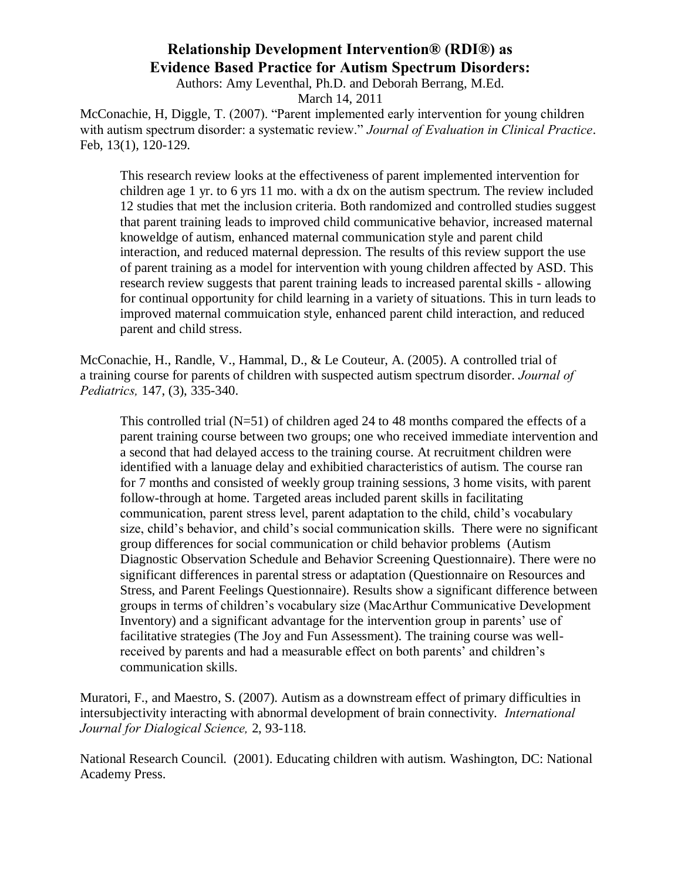McConachie, H, Diggle, T. (2007). "Parent implemented early intervention for young children with autism spectrum disorder: a systematic review." *Journal of Evaluation in Clinical Practice*. Feb, 13(1), 120-129.

> This research review looks at the effectiveness of parent implemented intervention for children age 1 yr. to 6 yrs 11 mo. with a dx on the autism spectrum. The review included 12 studies that met the inclusion criteria. Both randomized and controlled studies suggest that parent training leads to improved child communicative behavior, increased maternal knoweldge of autism, enhanced maternal communication style and parent child interaction, and reduced maternal depression. The results of this review support the use of parent training as a model for intervention with young children affected by ASD. This research review suggests that parent training leads to increased parental skills - allowing for continual opportunity for child learning in a variety of situations. This in turn leads to improved maternal commuication style, enhanced parent child interaction, and reduced parent and child stress.

McConachie, H., Randle, V., Hammal, D., & Le Couteur, A. (2005). A controlled trial of a training course for parents of children with suspected autism spectrum disorder. *Journal of Pediatrics,* 147, (3), 335-340.

> This controlled trial (N=51) of children aged 24 to 48 months compared the effects of a parent training course between two groups; one who received immediate intervention and a second that had delayed access to the training course. At recruitment children were identified with a lanuage delay and exhibitied characteristics of autism. The course ran for 7 months and consisted of weekly group training sessions, 3 home visits, with parent follow-through at home. Targeted areas included parent skills in facilitating communication, parent stress level, parent adaptation to the child, child's vocabulary size, child's behavior, and child's social communication skills. There were no significant group differences for social communication or child behavior problems (Autism Diagnostic Observation Schedule and Behavior Screening Questionnaire). There were no significant differences in parental stress or adaptation (Questionnaire on Resources and Stress, and Parent Feelings Questionnaire). Results show a significant difference between groups in terms of children's vocabulary size (MacArthur Communicative Development Inventory) and a significant advantage for the intervention group in parents' use of facilitative strategies (The Joy and Fun Assessment). The training course was well-received by parents and had a measurable effect on both parents' and children's communication skills.

Muratori, F., and Maestro, S. (2007). Autism as a downstream effect of primary difficulties in intersubjectivity interacting with abnormal development of brain connectivity. *International Journal for Dialogical Science,* 2, 93-118.

National Research Council. (2001). Educating children with autism. Washington, DC: National Academy Press.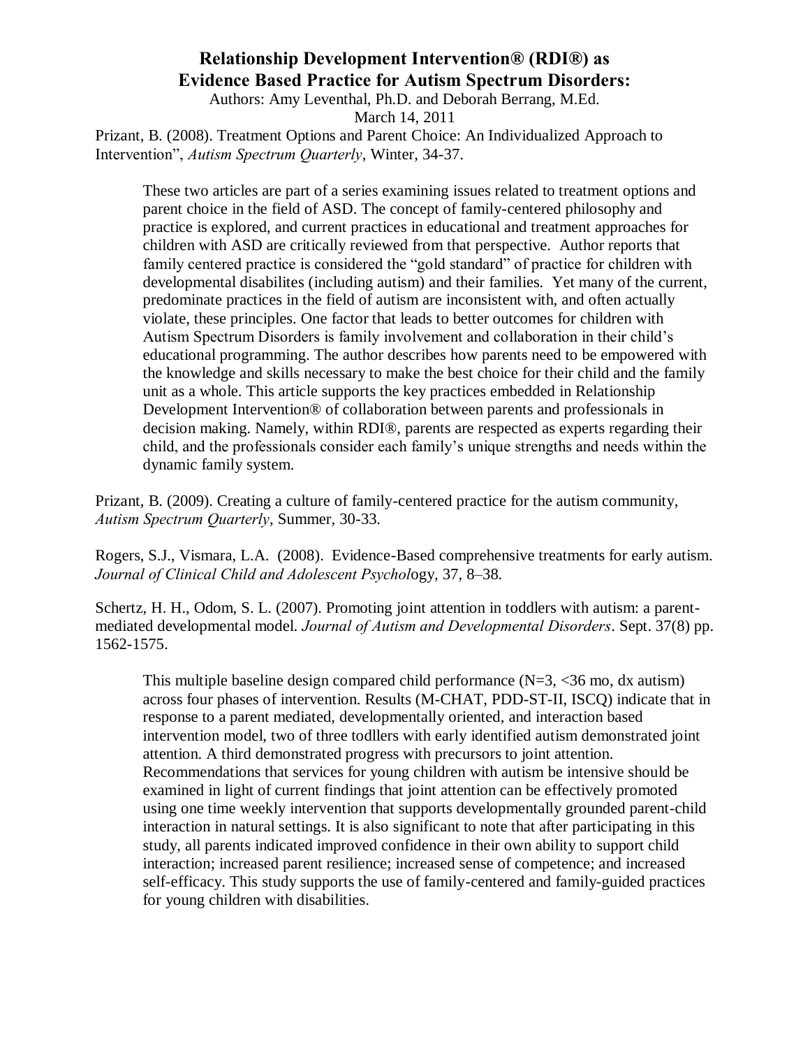# Relationship Development Intervention® (RDI®) as Evidence Based Practice for Autism Spectrum Disorders:

Authors: Amy Leventhal, Ph.D. and Deborah Berrang, M.Ed.

March 14, 2011

Prizant, B. (2008). Treatment Options and Parent Choice: An Individualized Approach to Intervention", *Autism Spectrum Quarterly*, Winter, 34-37.

> These two articles are part of a series examining issues related to treatment options and parent choice in the field of ASD. The concept of family-centered philosophy and practice is explored, and current practices in educational and treatment approaches for children with ASD are critically reviewed from that perspective. Author reports that family centered practice is considered the "gold standard" of practice for children with developmental disabilites (including autism) and their families. Yet many of the current, predominate practices in the field of autism are inconsistent with, and often actually violate, these principles. One factor that leads to better outcomes for children with Autism Spectrum Disorders is family involvement and collaboration in their child's educational programming. The author describes how parents need to be empowered with the knowledge and skills necessary to make the best choice for their child and the family unit as a whole. This article supports the key practices embedded in Relationship Development Intervention® of collaboration between parents and professionals in decision making. Namely, within RDI®, parents are respected as experts regarding their child, and the professionals consider each family's unique strengths and needs within the dynamic family system.

Prizant, B. (2009). Creating a culture of family-centered practice for the autism community, *Autism Spectrum Quarterly*, Summer, 30-33.

Rogers, S.J., Vismara, L.A. (2008). Evidence-Based comprehensive treatments for early autism. *Journal of Clinical Child and Adolescent Psychol*ogy, 37, 8–38.

Schertz, H. H., Odom, S. L. (2007). Promoting joint attention in toddlers with autism: a parent-mediated developmental model. *Journal of Autism and Developmental Disorders*. Sept. 37(8) pp. 1562-1575.

> This multiple baseline design compared child performance (N=3, <36 mo, dx autism) across four phases of intervention. Results (M-CHAT, PDD-ST-II, ISCQ) indicate that in response to a parent mediated, developmentally oriented, and interaction based intervention model, two of three todllers with early identified autism demonstrated joint attention. A third demonstrated progress with precursors to joint attention. Recommendations that services for young children with autism be intensive should be examined in light of current findings that joint attention can be effectively promoted using one time weekly intervention that supports developmentally grounded parent-child interaction in natural settings. It is also significant to note that after participating in this study, all parents indicated improved confidence in their own ability to support child interaction; increased parent resilience; increased sense of competence; and increased self-efficacy. This study supports the use of family-centered and family-guided practices for young children with disabilities.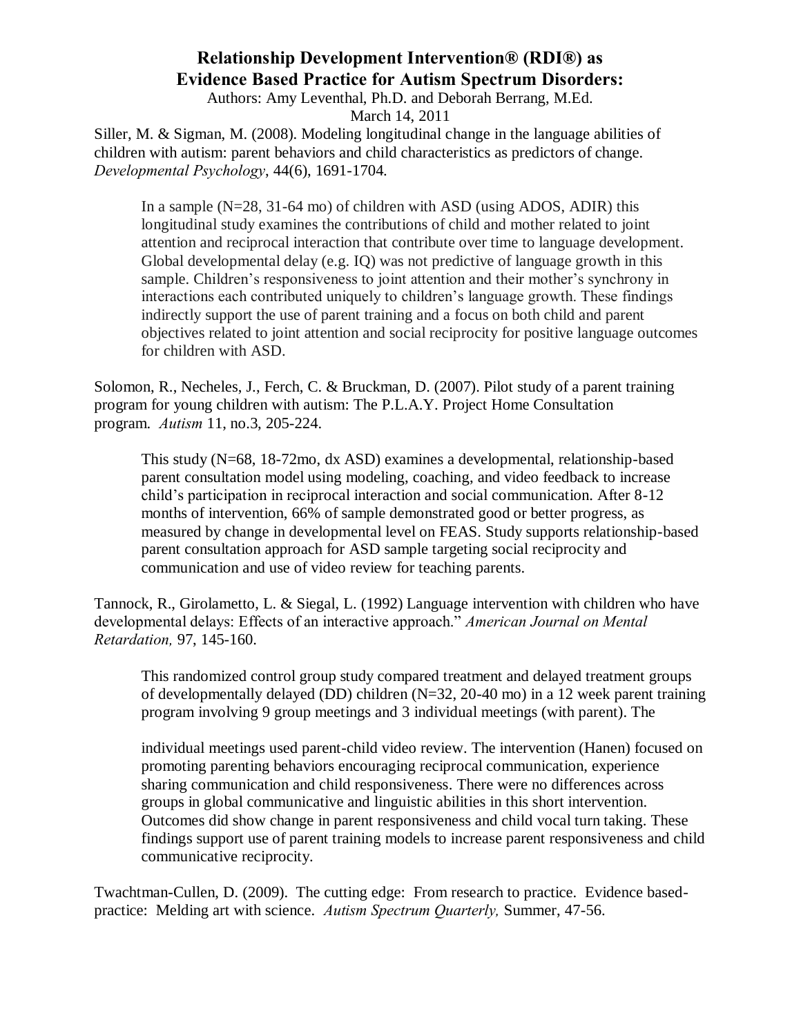Siller, M. & Sigman, M. (2008). Modeling longitudinal change in the language abilities of children with autism: parent behaviors and child characteristics as predictors of change. *Developmental Psychology*, 44(6), 1691-1704.

> In a sample (N=28, 31-64 mo) of children with ASD (using ADOS, ADIR) this longitudinal study examines the contributions of child and mother related to joint attention and reciprocal interaction that contribute over time to language development. Global developmental delay (e.g. IQ) was not predictive of language growth in this sample. Children's responsiveness to joint attention and their mother's synchrony in interactions each contributed uniquely to children's language growth. These findings indirectly support the use of parent training and a focus on both child and parent objectives related to joint attention and social reciprocity for positive language outcomes for children with ASD.

Solomon, R., Necheles, J., Ferch, C. & Bruckman, D. (2007). Pilot study of a parent training program for young children with autism: The P.L.A.Y. Project Home Consultation program. *Autism* 11, no.3, 205-224.

> This study (N=68, 18-72mo, dx ASD) examines a developmental, relationship-based parent consultation model using modeling, coaching, and video feedback to increase child's participation in reciprocal interaction and social communication. After 8-12 months of intervention, 66% of sample demonstrated good or better progress, as measured by change in developmental level on FEAS. Study supports relationship-based parent consultation approach for ASD sample targeting social reciprocity and communication and use of video review for teaching parents.

Tannock, R., Girolametto, L. & Siegal, L. (1992) Language intervention with children who have developmental delays: Effects of an interactive approach." *American Journal on Mental Retardation,* 97, 145-160.

> This randomized control group study compared treatment and delayed treatment groups of developmentally delayed (DD) children (N=32, 20-40 mo) in a 12 week parent training program involving 9 group meetings and 3 individual meetings (with parent). The individual meetings used parent-child video review. The intervention (Hanen) focused on promoting parenting behaviors encouraging reciprocal communication, experience sharing communication and child responsiveness. There were no differences across groups in global communicative and linguistic abilities in this short intervention. Outcomes did show change in parent responsiveness and child vocal turn taking. These findings support use of parent training models to increase parent responsiveness and child communicative reciprocity.

Twachtman-Cullen, D. (2009). The cutting edge: From research to practice. Evidence based-practice: Melding art with science. *Autism Spectrum Quarterly,* Summer, 47-56.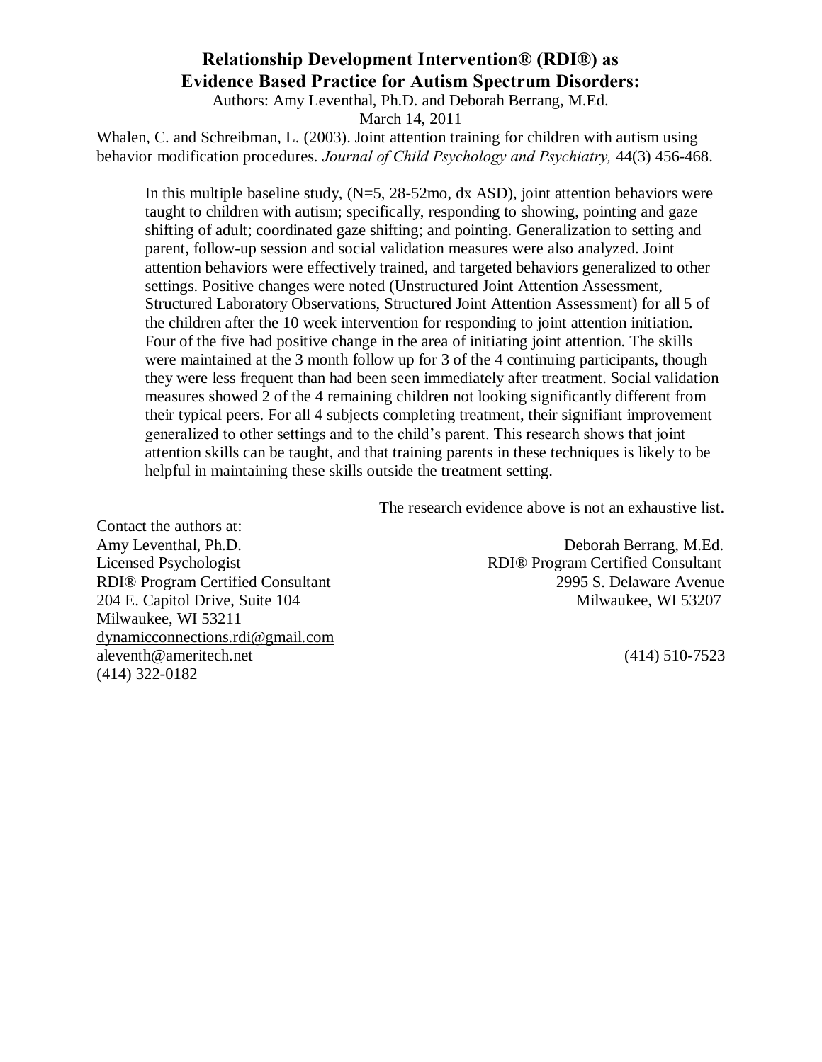# Relationship Development Intervention® (RDI®) as Evidence Based Practice for Autism Spectrum Disorders:

Authors: Amy Leventhal, Ph.D. and Deborah Berrang, M.Ed.

March 14, 2011

Whalen, C. and Schreibman, L. (2003). Joint attention training for children with autism using behavior modification procedures. *Journal of Child Psychology and Psychiatry,* 44(3) 456-468.

> In this multiple baseline study, (N=5, 28-52mo, dx ASD), joint attention behaviors were taught to children with autism; specifically, responding to showing, pointing and gaze shifting of adult; coordinated gaze shifting; and pointing. Generalization to setting and parent, follow-up session and social validation measures were also analyzed. Joint attention behaviors were effectively trained, and targeted behaviors generalized to other settings. Positive changes were noted (Unstructured Joint Attention Assessment, Structured Laboratory Observations, Structured Joint Attention Assessment) for all 5 of the children after the 10 week intervention for responding to joint attention initiation. Four of the five had positive change in the area of initiating joint attention. The skills were maintained at the 3 month follow up for 3 of the 4 continuing participants, though they were less frequent than had been seen immediately after treatment. Social validation measures showed 2 of the 4 remaining children not looking significantly different from their typical peers. For all 4 subjects completing treatment, their signifiant improvement generalized to other settings and to the child's parent. This research shows that joint attention skills can be taught, and that training parents in these techniques is likely to be helpful in maintaining these skills outside the treatment setting.

The research evidence above is not an exhaustive list.

Contact the authors at:

Amy Leventhal, Ph.D.
Licensed Psychologist
RDI® Program Certified Consultant
204 E. Capitol Drive, Suite 104
Milwaukee, WI 53211
dynamicconnections.rdi@gmail.com
aleventh@ameritech.net
(414) 322-0182

Deborah Berrang, M.Ed.
RDI® Program Certified Consultant
2995 S. Delaware Avenue
Milwaukee, WI 53207
(414) 510-7523